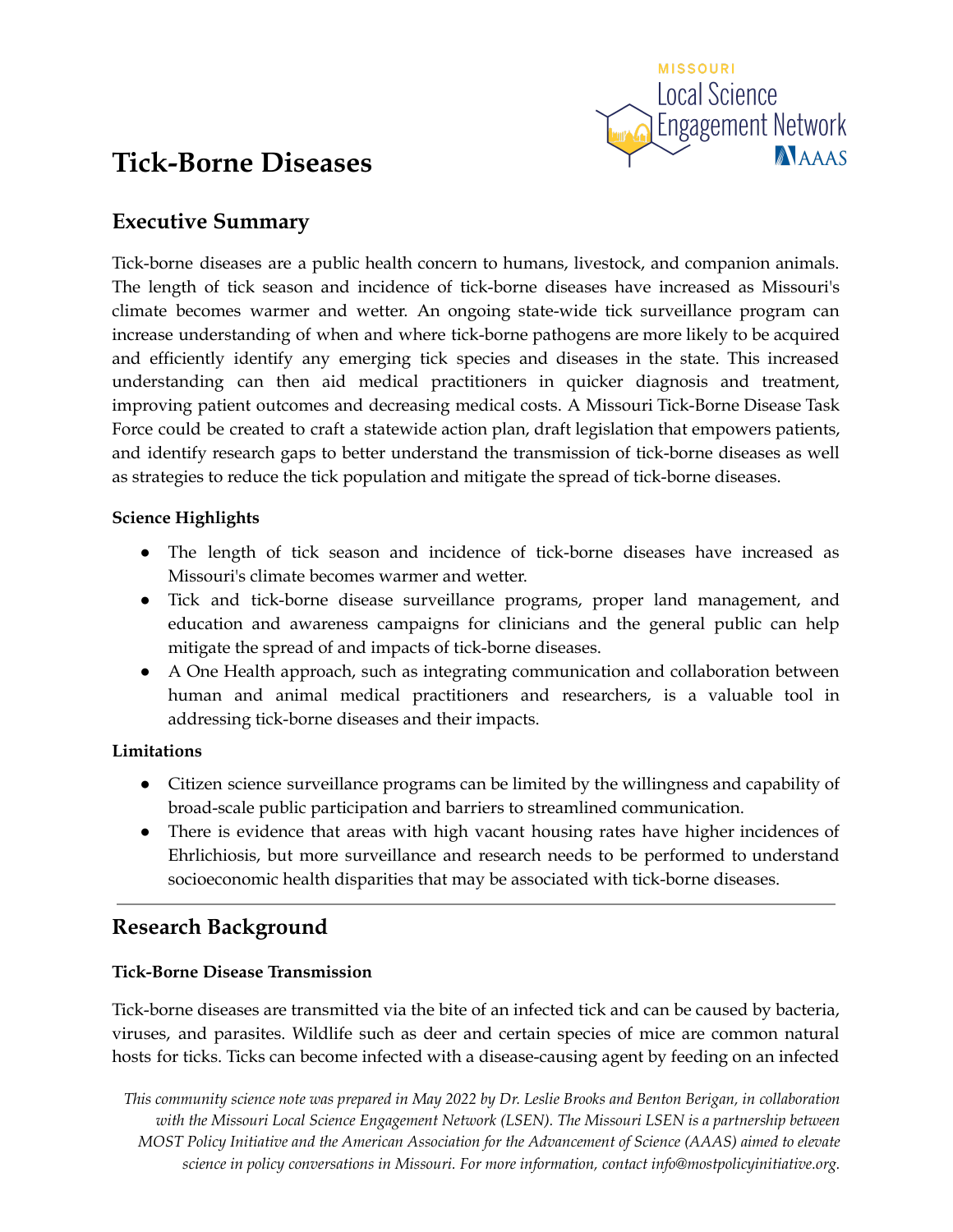MISSOURI Local Science Engagement Network AAAS

# Tick-Borne Diseases

## Executive Summary

Tick-borne diseases are a public health concern to humans, livestock, and companion animals. The length of tick season and incidence of tick-borne diseases have increased as Missouri's climate becomes warmer and wetter. An ongoing state-wide tick surveillance program can increase understanding of when and where tick-borne pathogens are more likely to be acquired and efficiently identify any emerging tick species and diseases in the state. This increased understanding can then aid medical practitioners in quicker diagnosis and treatment, improving patient outcomes and decreasing medical costs. A Missouri Tick-Borne Disease Task Force could be created to craft a statewide action plan, draft legislation that empowers patients, and identify research gaps to better understand the transmission of tick-borne diseases as well as strategies to reduce the tick population and mitigate the spread of tick-borne diseases.

**Science Highlights**

- The length of tick season and incidence of tick-borne diseases have increased as Missouri's climate becomes warmer and wetter.
- Tick and tick-borne disease surveillance programs, proper land management, and education and awareness campaigns for clinicians and the general public can help mitigate the spread of and impacts of tick-borne diseases.
- A One Health approach, such as integrating communication and collaboration between human and animal medical practitioners and researchers, is a valuable tool in addressing tick-borne diseases and their impacts.

**Limitations**

- Citizen science surveillance programs can be limited by the willingness and capability of broad-scale public participation and barriers to streamlined communication.
- There is evidence that areas with high vacant housing rates have higher incidences of Ehrlichiosis, but more surveillance and research needs to be performed to understand socioeconomic health disparities that may be associated with tick-borne diseases.

---

## Research Background

**Tick-Borne Disease Transmission**

Tick-borne diseases are transmitted via the bite of an infected tick and can be caused by bacteria, viruses, and parasites. Wildlife such as deer and certain species of mice are common natural hosts for ticks. Ticks can become infected with a disease-causing agent by feeding on an infected

*This community science note was prepared in May 2022 by Dr. Leslie Brooks and Benton Berigan, in collaboration with the Missouri Local Science Engagement Network (LSEN). The Missouri LSEN is a partnership between MOST Policy Initiative and the American Association for the Advancement of Science (AAAS) aimed to elevate science in policy conversations in Missouri. For more information, contact info@mostpolicyinitiative.org.*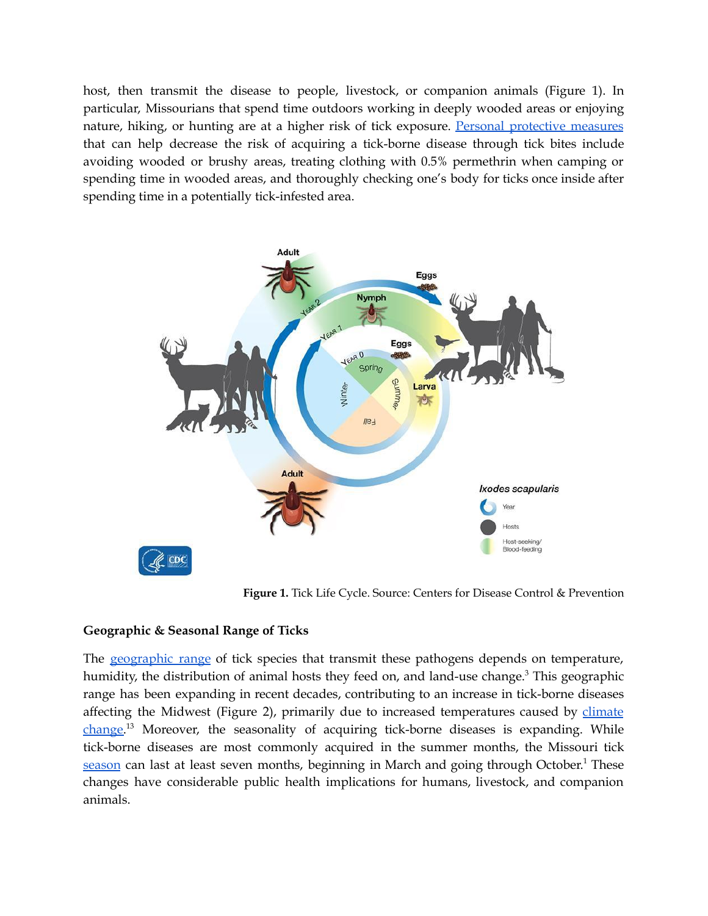host, then transmit the disease to people, livestock, or companion animals (Figure 1). In particular, Missourians that spend time outdoors working in deeply wooded areas or enjoying nature, hiking, or hunting are at a higher risk of tick exposure. Personal protective measures that can help decrease the risk of acquiring a tick-borne disease through tick bites include avoiding wooded or brushy areas, treating clothing with 0.5% permethrin when camping or spending time in wooded areas, and thoroughly checking one's body for ticks once inside after spending time in a potentially tick-infested area.

**Figure 1.** Tick Life Cycle. Source: Centers for Disease Control & Prevention

**Geographic & Seasonal Range of Ticks**

The geographic range of tick species that transmit these pathogens depends on temperature, humidity, the distribution of animal hosts they feed on, and land-use change.[3] This geographic range has been expanding in recent decades, contributing to an increase in tick-borne diseases affecting the Midwest (Figure 2), primarily due to increased temperatures caused by climate change.[13] Moreover, the seasonality of acquiring tick-borne diseases is expanding. While tick-borne diseases are most commonly acquired in the summer months, the Missouri tick season can last at least seven months, beginning in March and going through October.[1] These changes have considerable public health implications for humans, livestock, and companion animals.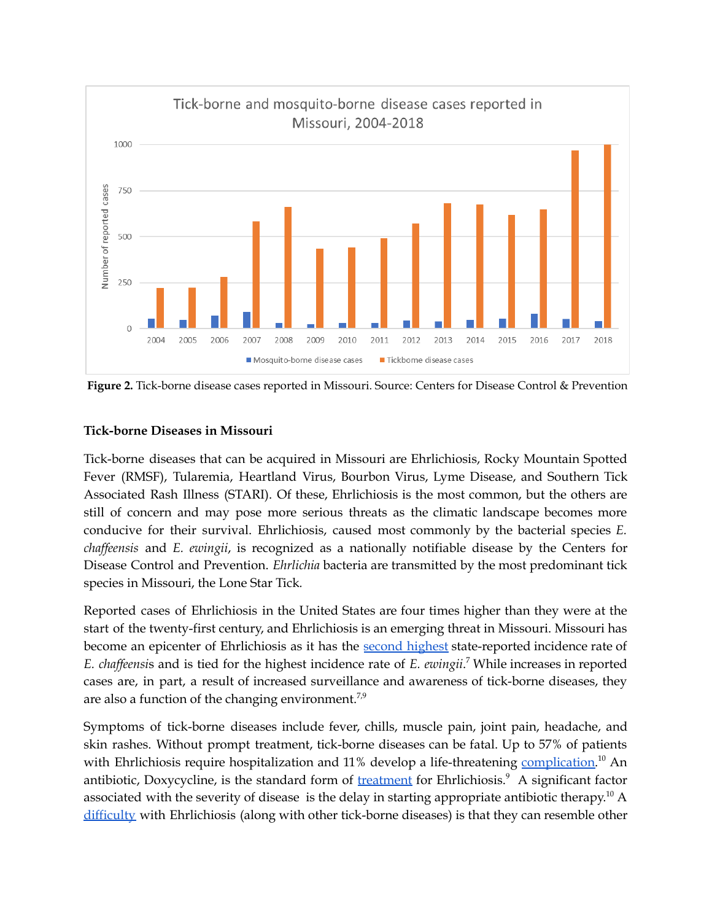**Figure 2.** Tick-borne disease cases reported in Missouri. Source: Centers for Disease Control & Prevention

**Tick-borne Diseases in Missouri**

Tick-borne diseases that can be acquired in Missouri are Ehrlichiosis, Rocky Mountain Spotted Fever (RMSF), Tularemia, Heartland Virus, Bourbon Virus, Lyme Disease, and Southern Tick Associated Rash Illness (STARI). Of these, Ehrlichiosis is the most common, but the others are still of concern and may pose more serious threats as the climatic landscape becomes more conducive for their survival. Ehrlichiosis, caused most commonly by the bacterial species *E. chaffeensis* and *E. ewingii*, is recognized as a nationally notifiable disease by the Centers for Disease Control and Prevention. *Ehrlichia* bacteria are transmitted by the most predominant tick species in Missouri, the Lone Star Tick.

Reported cases of Ehrlichiosis in the United States are four times higher than they were at the start of the twenty-first century, and Ehrlichiosis is an emerging threat in Missouri. Missouri has become an epicenter of Ehrlichiosis as it has the second highest state-reported incidence rate of *E. chaffeensis* and is tied for the highest incidence rate of *E. ewingii*.[7] While increases in reported cases are, in part, a result of increased surveillance and awareness of tick-borne diseases, they are also a function of the changing environment.[7,9]

Symptoms of tick-borne diseases include fever, chills, muscle pain, joint pain, headache, and skin rashes. Without prompt treatment, tick-borne diseases can be fatal. Up to 57% of patients with Ehrlichiosis require hospitalization and 11% develop a life-threatening complication.[10] An antibiotic, Doxycycline, is the standard form of treatment for Ehrlichiosis.[9] A significant factor associated with the severity of disease is the delay in starting appropriate antibiotic therapy.[10] A difficulty with Ehrlichiosis (along with other tick-borne diseases) is that they can resemble other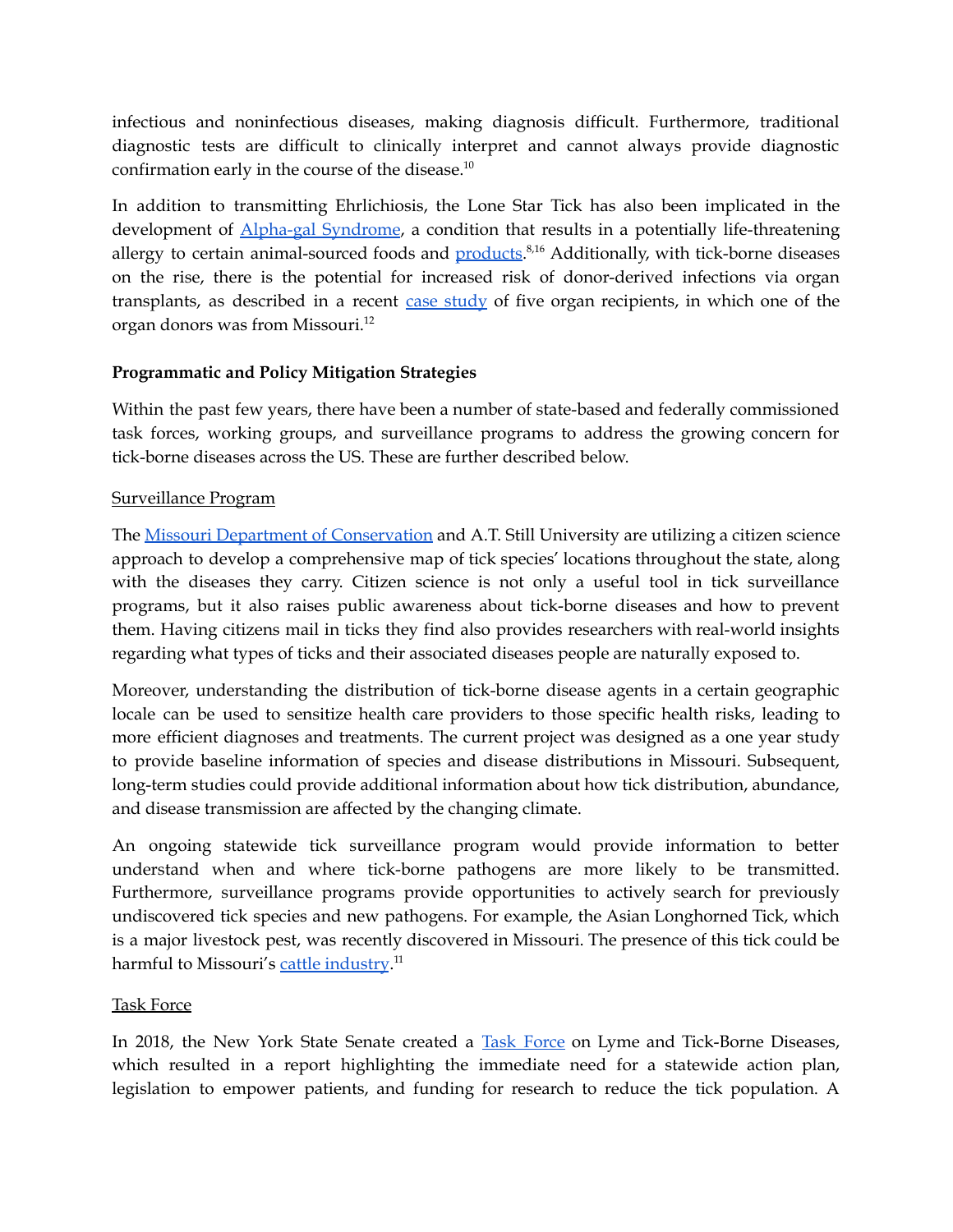infectious and noninfectious diseases, making diagnosis difficult. Furthermore, traditional diagnostic tests are difficult to clinically interpret and cannot always provide diagnostic confirmation early in the course of the disease.[10]

In addition to transmitting Ehrlichiosis, the Lone Star Tick has also been implicated in the development of Alpha-gal Syndrome, a condition that results in a potentially life-threatening allergy to certain animal-sourced foods and products.[8,16] Additionally, with tick-borne diseases on the rise, there is the potential for increased risk of donor-derived infections via organ transplants, as described in a recent case study of five organ recipients, in which one of the organ donors was from Missouri.[12]

**Programmatic and Policy Mitigation Strategies**

Within the past few years, there have been a number of state-based and federally commissioned task forces, working groups, and surveillance programs to address the growing concern for tick-borne diseases across the US. These are further described below.

Surveillance Program

The Missouri Department of Conservation and A.T. Still University are utilizing a citizen science approach to develop a comprehensive map of tick species' locations throughout the state, along with the diseases they carry. Citizen science is not only a useful tool in tick surveillance programs, but it also raises public awareness about tick-borne diseases and how to prevent them. Having citizens mail in ticks they find also provides researchers with real-world insights regarding what types of ticks and their associated diseases people are naturally exposed to.

Moreover, understanding the distribution of tick-borne disease agents in a certain geographic locale can be used to sensitize health care providers to those specific health risks, leading to more efficient diagnoses and treatments. The current project was designed as a one year study to provide baseline information of species and disease distributions in Missouri. Subsequent, long-term studies could provide additional information about how tick distribution, abundance, and disease transmission are affected by the changing climate.

An ongoing statewide tick surveillance program would provide information to better understand when and where tick-borne pathogens are more likely to be transmitted. Furthermore, surveillance programs provide opportunities to actively search for previously undiscovered tick species and new pathogens. For example, the Asian Longhorned Tick, which is a major livestock pest, was recently discovered in Missouri. The presence of this tick could be harmful to Missouri's cattle industry.[11]

Task Force

In 2018, the New York State Senate created a Task Force on Lyme and Tick-Borne Diseases, which resulted in a report highlighting the immediate need for a statewide action plan, legislation to empower patients, and funding for research to reduce the tick population. A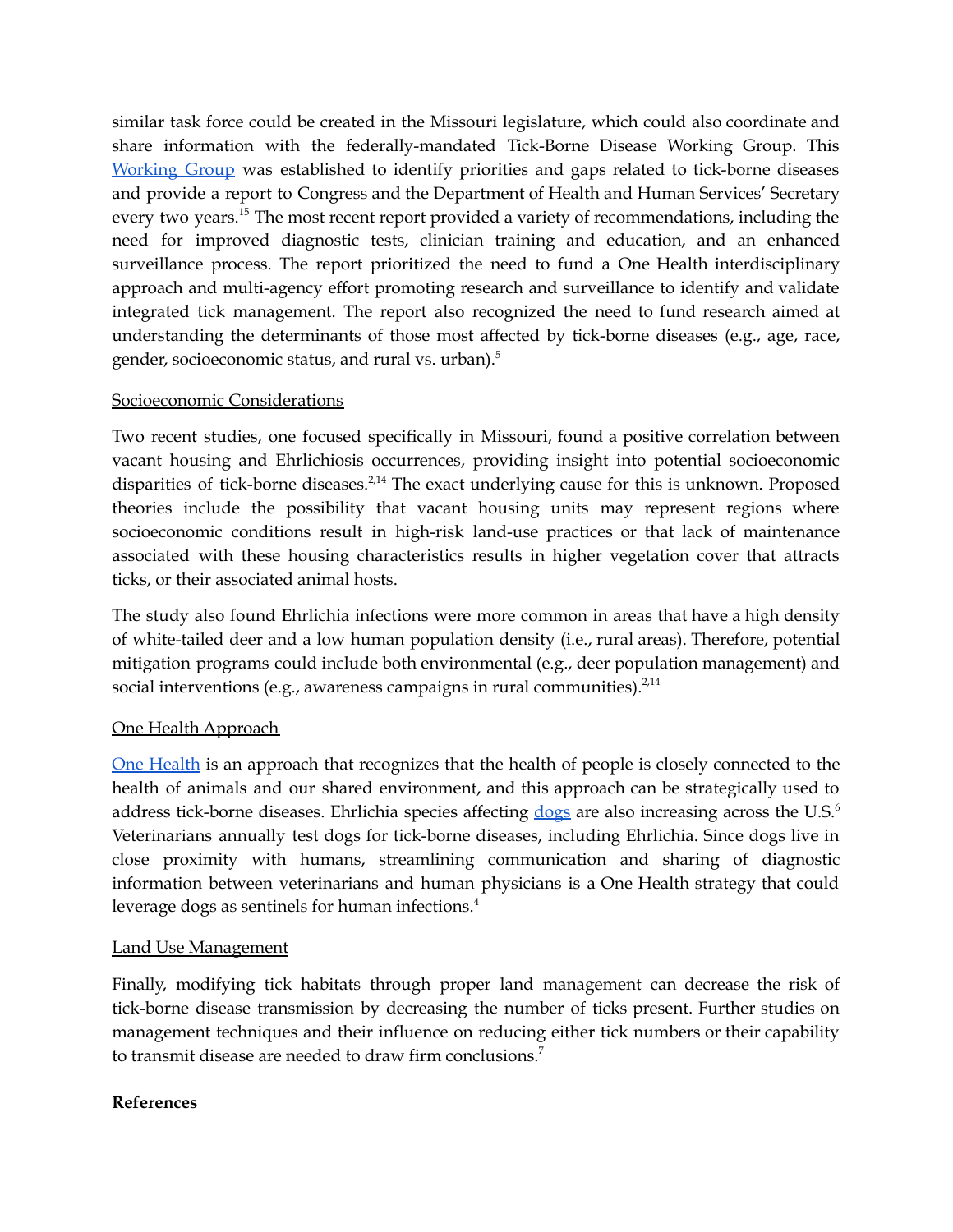similar task force could be created in the Missouri legislature, which could also coordinate and share information with the federally-mandated Tick-Borne Disease Working Group. This Working Group was established to identify priorities and gaps related to tick-borne diseases and provide a report to Congress and the Department of Health and Human Services' Secretary every two years.[15] The most recent report provided a variety of recommendations, including the need for improved diagnostic tests, clinician training and education, and an enhanced surveillance process. The report prioritized the need to fund a One Health interdisciplinary approach and multi-agency effort promoting research and surveillance to identify and validate integrated tick management. The report also recognized the need to fund research aimed at understanding the determinants of those most affected by tick-borne diseases (e.g., age, race, gender, socioeconomic status, and rural vs. urban).[5]

Socioeconomic Considerations

Two recent studies, one focused specifically in Missouri, found a positive correlation between vacant housing and Ehrlichiosis occurrences, providing insight into potential socioeconomic disparities of tick-borne diseases.[2,14] The exact underlying cause for this is unknown. Proposed theories include the possibility that vacant housing units may represent regions where socioeconomic conditions result in high-risk land-use practices or that lack of maintenance associated with these housing characteristics results in higher vegetation cover that attracts ticks, or their associated animal hosts.

The study also found Ehrlichia infections were more common in areas that have a high density of white-tailed deer and a low human population density (i.e., rural areas). Therefore, potential mitigation programs could include both environmental (e.g., deer population management) and social interventions (e.g., awareness campaigns in rural communities).[2,14]

One Health Approach

One Health is an approach that recognizes that the health of people is closely connected to the health of animals and our shared environment, and this approach can be strategically used to address tick-borne diseases. Ehrlichia species affecting dogs are also increasing across the U.S.[6] Veterinarians annually test dogs for tick-borne diseases, including Ehrlichia. Since dogs live in close proximity with humans, streamlining communication and sharing of diagnostic information between veterinarians and human physicians is a One Health strategy that could leverage dogs as sentinels for human infections.[4]

Land Use Management

Finally, modifying tick habitats through proper land management can decrease the risk of tick-borne disease transmission by decreasing the number of ticks present. Further studies on management techniques and their influence on reducing either tick numbers or their capability to transmit disease are needed to draw firm conclusions.[7]

**References**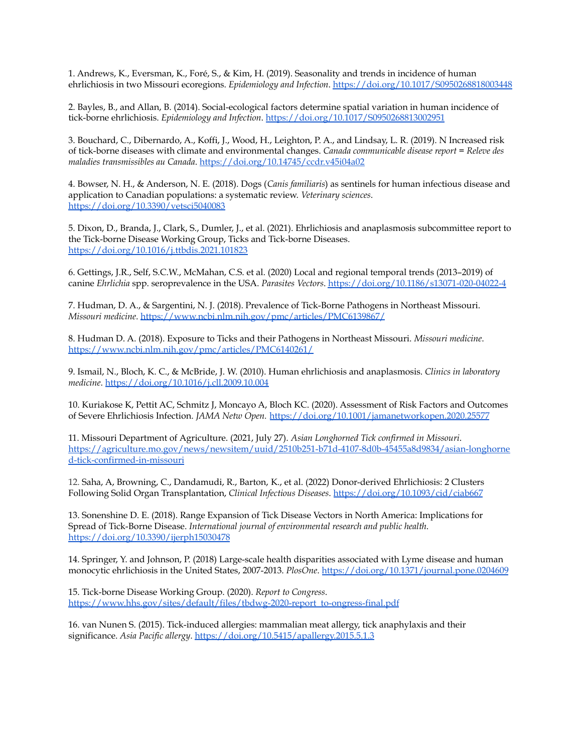1. Andrews, K., Eversman, K., Foré, S., & Kim, H. (2019). Seasonality and trends in incidence of human ehrlichiosis in two Missouri ecoregions. *Epidemiology and Infection*. https://doi.org/10.1017/S0950268818003448

2. Bayles, B., and Allan, B. (2014). Social-ecological factors determine spatial variation in human incidence of tick-borne ehrlichiosis. *Epidemiology and Infection*. https://doi.org/10.1017/S0950268813002951

3. Bouchard, C., Dibernardo, A., Koffi, J., Wood, H., Leighton, P. A., and Lindsay, L. R. (2019). N Increased risk of tick-borne diseases with climate and environmental changes. *Canada communicable disease report = Releve des maladies transmissibles au Canada*. https://doi.org/10.14745/ccdr.v45i04a02

4. Bowser, N. H., & Anderson, N. E. (2018). Dogs (*Canis familiaris*) as sentinels for human infectious disease and application to Canadian populations: a systematic review. *Veterinary sciences*. https://doi.org/10.3390/vetsci5040083

5. Dixon, D., Branda, J., Clark, S., Dumler, J., et al. (2021). Ehrlichiosis and anaplasmosis subcommittee report to the Tick-borne Disease Working Group, Ticks and Tick-borne Diseases. https://doi.org/10.1016/j.ttbdis.2021.101823

6. Gettings, J.R., Self, S.C.W., McMahan, C.S. et al. (2020) Local and regional temporal trends (2013–2019) of canine *Ehrlichia* spp. seroprevalence in the USA. *Parasites Vectors*. https://doi.org/10.1186/s13071-020-04022-4

7. Hudman, D. A., & Sargentini, N. J. (2018). Prevalence of Tick-Borne Pathogens in Northeast Missouri. *Missouri medicine*. https://www.ncbi.nlm.nih.gov/pmc/articles/PMC6139867/

8. Hudman D. A. (2018). Exposure to Ticks and their Pathogens in Northeast Missouri. *Missouri medicine*. https://www.ncbi.nlm.nih.gov/pmc/articles/PMC6140261/

9. Ismail, N., Bloch, K. C., & McBride, J. W. (2010). Human ehrlichiosis and anaplasmosis. *Clinics in laboratory medicine*. https://doi.org/10.1016/j.cll.2009.10.004

10. Kuriakose K, Pettit AC, Schmitz J, Moncayo A, Bloch KC. (2020). Assessment of Risk Factors and Outcomes of Severe Ehrlichiosis Infection. *JAMA Netw Open*. https://doi.org/10.1001/jamanetworkopen.2020.25577

11. Missouri Department of Agriculture. (2021, July 27). *Asian Longhorned Tick confirmed in Missouri*. https://agriculture.mo.gov/news/newsitem/uuid/2510b251-b71d-4107-8d0b-45455a8d9834/asian-longhorned-tick-confirmed-in-missouri

12. Saha, A, Browning, C., Dandamudi, R., Barton, K., et al. (2022) Donor-derived Ehrlichiosis: 2 Clusters Following Solid Organ Transplantation, *Clinical Infectious Diseases*. https://doi.org/10.1093/cid/ciab667

13. Sonenshine D. E. (2018). Range Expansion of Tick Disease Vectors in North America: Implications for Spread of Tick-Borne Disease. *International journal of environmental research and public health*. https://doi.org/10.3390/ijerph15030478

14. Springer, Y. and Johnson, P. (2018) Large-scale health disparities associated with Lyme disease and human monocytic ehrlichiosis in the United States, 2007-2013. *PlosOne*. https://doi.org/10.1371/journal.pone.0204609

15. Tick-borne Disease Working Group. (2020). *Report to Congress*. https://www.hhs.gov/sites/default/files/tbdwg-2020-report_to-ongress-final.pdf

16. van Nunen S. (2015). Tick-induced allergies: mammalian meat allergy, tick anaphylaxis and their significance. *Asia Pacific allergy*. https://doi.org/10.5415/apallergy.2015.5.1.3